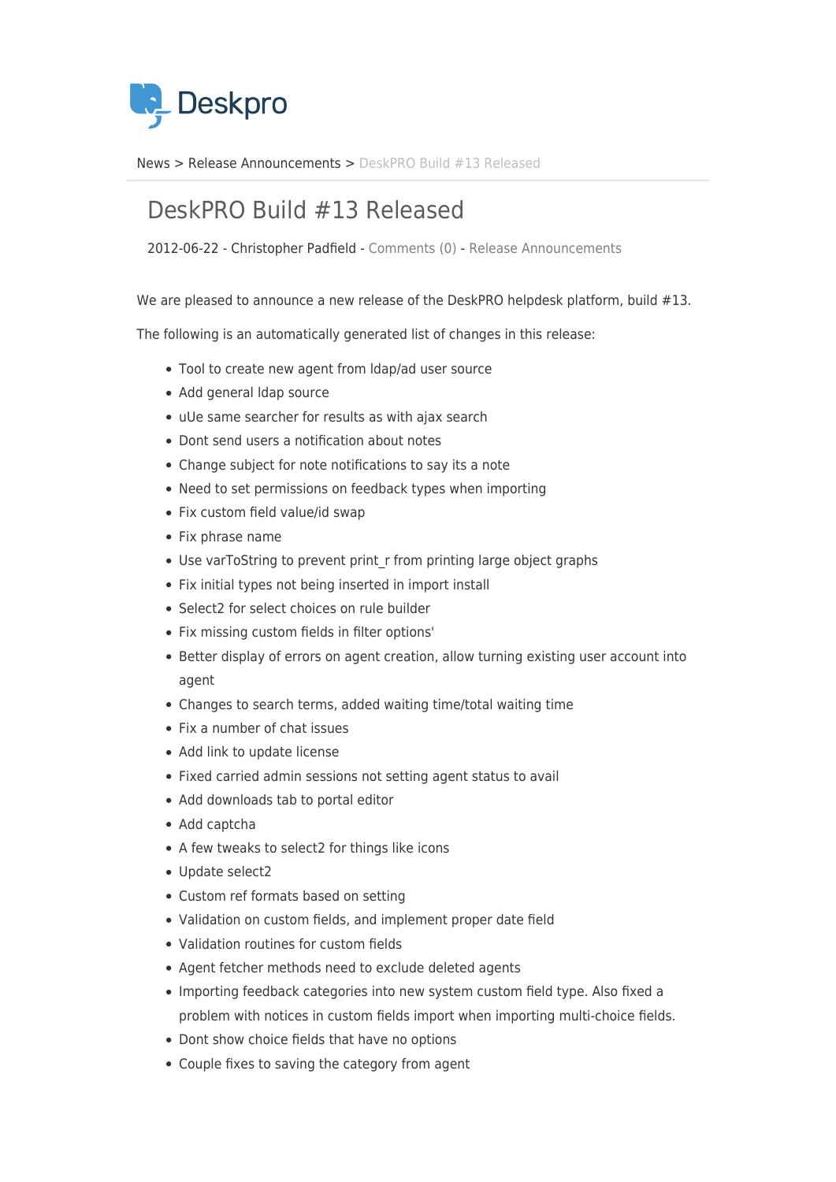Deskpro

News > Release Announcements > DeskPRO Build #13 Released

# DeskPRO Build #13 Released

2012-06-22 - Christopher Padfield - Comments (0) - Release Announcements

We are pleased to announce a new release of the DeskPRO helpdesk platform, build #13.

The following is an automatically generated list of changes in this release:

- Tool to create new agent from ldap/ad user source
- Add general ldap source
- uUe same searcher for results as with ajax search
- Dont send users a notification about notes
- Change subject for note notifications to say its a note
- Need to set permissions on feedback types when importing
- Fix custom field value/id swap
- Fix phrase name
- Use varToString to prevent print_r from printing large object graphs
- Fix initial types not being inserted in import install
- Select2 for select choices on rule builder
- Fix missing custom fields in filter options'
- Better display of errors on agent creation, allow turning existing user account into agent
- Changes to search terms, added waiting time/total waiting time
- Fix a number of chat issues
- Add link to update license
- Fixed carried admin sessions not setting agent status to avail
- Add downloads tab to portal editor
- Add captcha
- A few tweaks to select2 for things like icons
- Update select2
- Custom ref formats based on setting
- Validation on custom fields, and implement proper date field
- Validation routines for custom fields
- Agent fetcher methods need to exclude deleted agents
- Importing feedback categories into new system custom field type. Also fixed a problem with notices in custom fields import when importing multi-choice fields.
- Dont show choice fields that have no options
- Couple fixes to saving the category from agent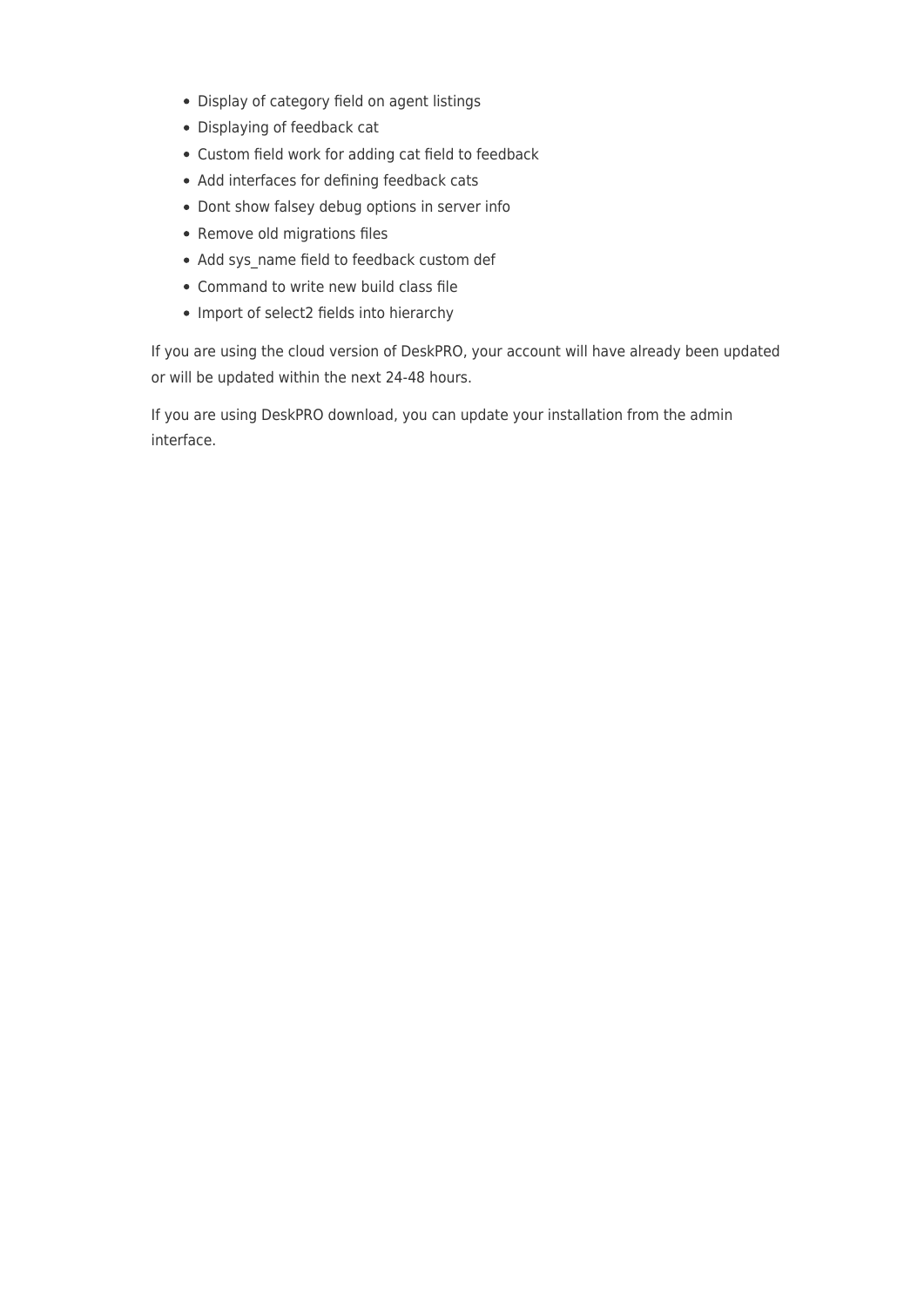- Display of category field on agent listings
- Displaying of feedback cat
- Custom field work for adding cat field to feedback
- Add interfaces for defining feedback cats
- Dont show falsey debug options in server info
- Remove old migrations files
- Add sys_name field to feedback custom def
- Command to write new build class file
- Import of select2 fields into hierarchy

If you are using the cloud version of DeskPRO, your account will have already been updated or will be updated within the next 24-48 hours.

If you are using DeskPRO download, you can update your installation from the admin interface.